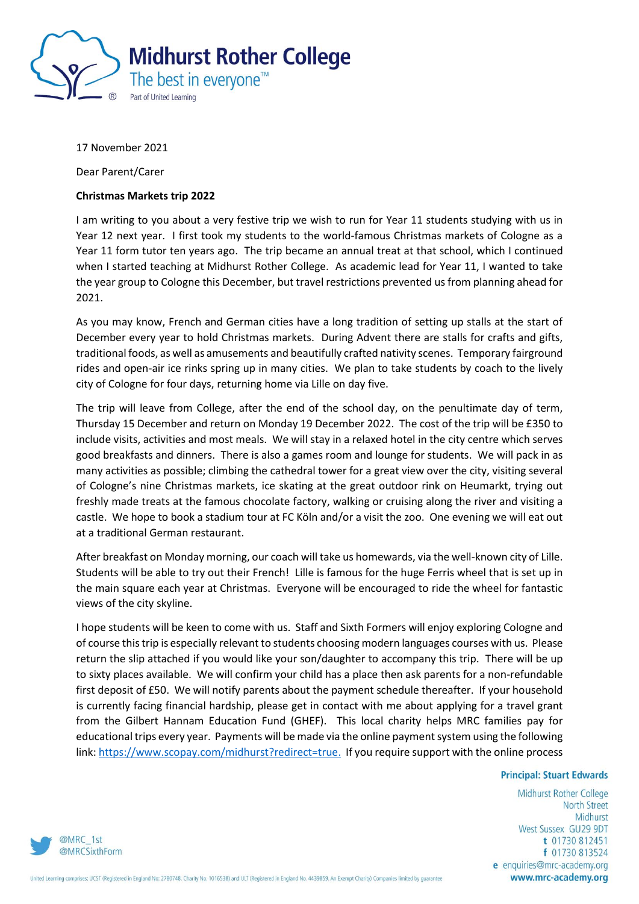# Midhurst Rother College

The best in everyone™

Part of United Learning

17 November 2021

Dear Parent/Carer

**Christmas Markets trip 2022**

I am writing to you about a very festive trip we wish to run for Year 11 students studying with us in Year 12 next year. I first took my students to the world-famous Christmas markets of Cologne as a Year 11 form tutor ten years ago. The trip became an annual treat at that school, which I continued when I started teaching at Midhurst Rother College. As academic lead for Year 11, I wanted to take the year group to Cologne this December, but travel restrictions prevented us from planning ahead for 2021.

As you may know, French and German cities have a long tradition of setting up stalls at the start of December every year to hold Christmas markets. During Advent there are stalls for crafts and gifts, traditional foods, as well as amusements and beautifully crafted nativity scenes. Temporary fairground rides and open-air ice rinks spring up in many cities. We plan to take students by coach to the lively city of Cologne for four days, returning home via Lille on day five.

The trip will leave from College, after the end of the school day, on the penultimate day of term, Thursday 15 December and return on Monday 19 December 2022. The cost of the trip will be £350 to include visits, activities and most meals. We will stay in a relaxed hotel in the city centre which serves good breakfasts and dinners. There is also a games room and lounge for students. We will pack in as many activities as possible; climbing the cathedral tower for a great view over the city, visiting several of Cologne's nine Christmas markets, ice skating at the great outdoor rink on Heumarkt, trying out freshly made treats at the famous chocolate factory, walking or cruising along the river and visiting a castle. We hope to book a stadium tour at FC Köln and/or a visit the zoo. One evening we will eat out at a traditional German restaurant.

After breakfast on Monday morning, our coach will take us homewards, via the well-known city of Lille. Students will be able to try out their French! Lille is famous for the huge Ferris wheel that is set up in the main square each year at Christmas. Everyone will be encouraged to ride the wheel for fantastic views of the city skyline.

I hope students will be keen to come with us. Staff and Sixth Formers will enjoy exploring Cologne and of course this trip is especially relevant to students choosing modern languages courses with us. Please return the slip attached if you would like your son/daughter to accompany this trip. There will be up to sixty places available. We will confirm your child has a place then ask parents for a non-refundable first deposit of £50. We will notify parents about the payment schedule thereafter. If your household is currently facing financial hardship, please get in contact with me about applying for a travel grant from the Gilbert Hannam Education Fund (GHEF). This local charity helps MRC families pay for educational trips every year. Payments will be made via the online payment system using the following link: [https://www.scopay.com/midhurst?redirect=true.](https://www.scopay.com/midhurst?redirect=true) If you require support with the online process

**Principal: Stuart Edwards**

Midhurst Rother College
North Street
Midhurst
West Sussex GU29 9DT
t 01730 812451
f 01730 813524
e enquiries@mrc-academy.org
www.mrc-academy.org

@MRC_1st
@MRCSixthForm

United Learning comprises: UCST (Registered in England No: 2780748. Charity No. 1016538) and ULT (Registered in England No. 4439859. An Exempt Charity) Companies limited by guarantee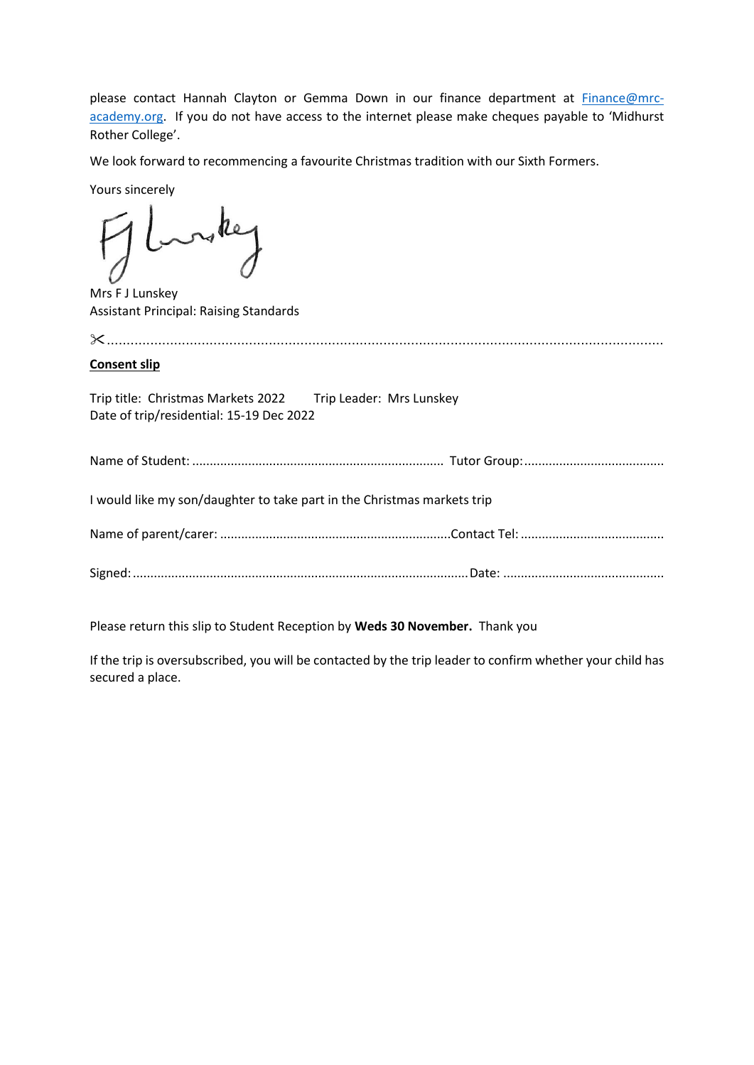please contact Hannah Clayton or Gemma Down in our finance department at [Finance@mrc-academy.org](mailto:Finance@mrc-academy.org). If you do not have access to the internet please make cheques payable to 'Midhurst Rother College'.

We look forward to recommencing a favourite Christmas tradition with our Sixth Formers.

Yours sincerely

Mrs F J Lunskey
Assistant Principal: Raising Standards

✂.......................................................................................................................................................

**<u>Consent slip</u>**

Trip title: Christmas Markets 2022 Trip Leader: Mrs Lunskey
Date of trip/residential: 15-19 Dec 2022

Name of Student: ....................................................................... Tutor Group:.......................................

I would like my son/daughter to take part in the Christmas markets trip

Name of parent/carer: .................................................................Contact Tel: .........................................

Signed: ..............................................................................................Date: .............................................

Please return this slip to Student Reception by **Weds 30 November.** Thank you

If the trip is oversubscribed, you will be contacted by the trip leader to confirm whether your child has secured a place.